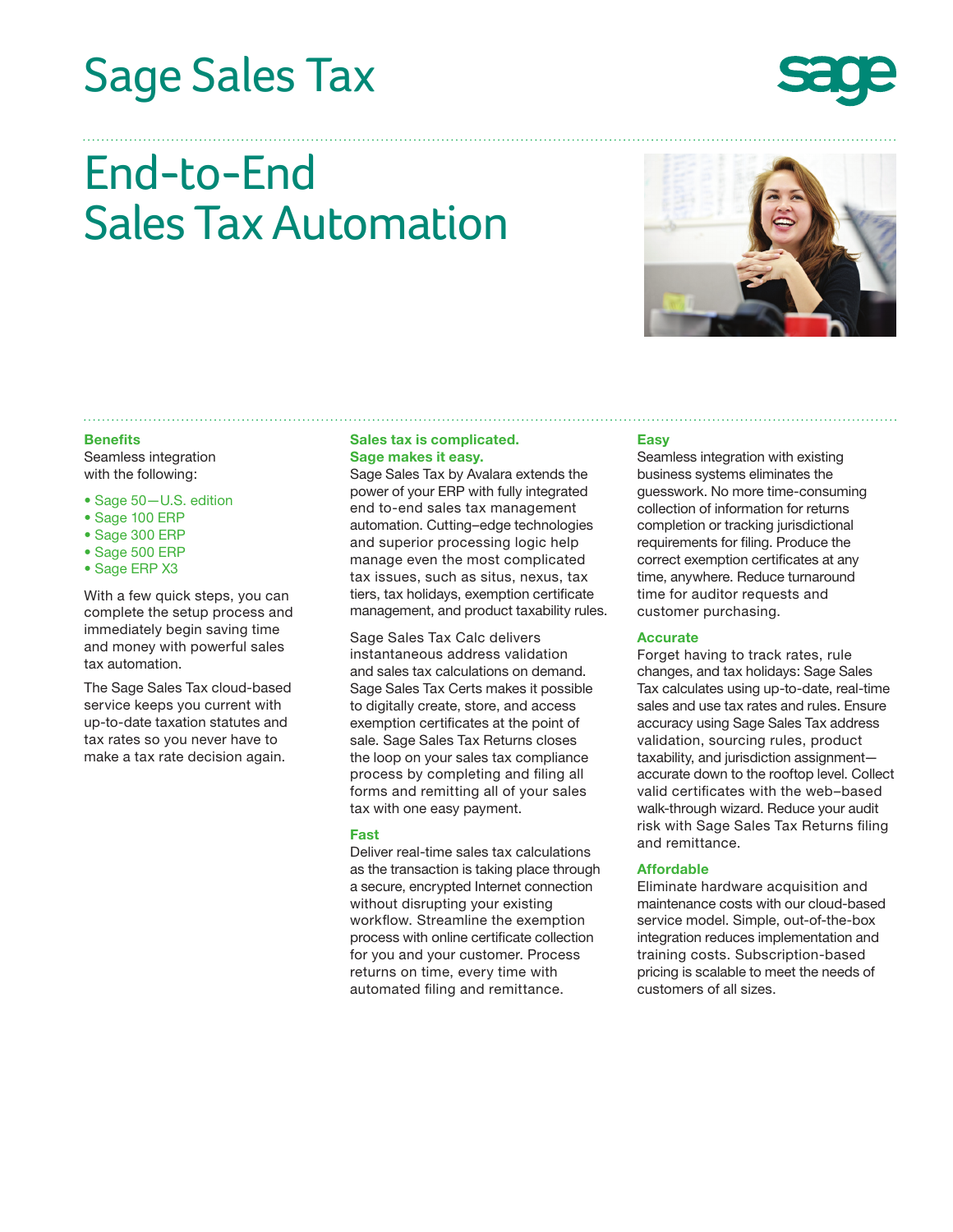# Sage Sales Tax

# End-to-End Sales Tax Automation

### Benefits

Seamless integration with the following:

- Sage 50—U.S. edition
- Sage 100 ERP
- Sage 300 ERP
- Sage 500 ERP
- Sage ERP X3

With a few quick steps, you can complete the setup process and immediately begin saving time and money with powerful sales tax automation.

The Sage Sales Tax cloud-based service keeps you current with up-to-date taxation statutes and tax rates so you never have to make a tax rate decision again.

### Sales tax is complicated. Sage makes it easy.

Sage Sales Tax by Avalara extends the power of your ERP with fully integrated end to-end sales tax management automation. Cutting–edge technologies and superior processing logic help manage even the most complicated tax issues, such as situs, nexus, tax tiers, tax holidays, exemption certificate management, and product taxability rules.

Sage Sales Tax Calc delivers instantaneous address validation and sales tax calculations on demand. Sage Sales Tax Certs makes it possible to digitally create, store, and access exemption certificates at the point of sale. Sage Sales Tax Returns closes the loop on your sales tax compliance process by completing and filing all forms and remitting all of your sales tax with one easy payment.

### Fast

Deliver real-time sales tax calculations as the transaction is taking place through a secure, encrypted Internet connection without disrupting your existing workflow. Streamline the exemption process with online certificate collection for you and your customer. Process returns on time, every time with automated filing and remittance.

### Easy

Seamless integration with existing business systems eliminates the guesswork. No more time-consuming collection of information for returns completion or tracking jurisdictional requirements for filing. Produce the correct exemption certificates at any time, anywhere. Reduce turnaround time for auditor requests and customer purchasing.

### Accurate

Forget having to track rates, rule changes, and tax holidays: Sage Sales Tax calculates using up-to-date, real-time sales and use tax rates and rules. Ensure accuracy using Sage Sales Tax address validation, sourcing rules, product taxability, and jurisdiction assignment—accurate down to the rooftop level. Collect valid certificates with the web–based walk-through wizard. Reduce your audit risk with Sage Sales Tax Returns filing and remittance.

### Affordable

Eliminate hardware acquisition and maintenance costs with our cloud-based service model. Simple, out-of-the-box integration reduces implementation and training costs. Subscription-based pricing is scalable to meet the needs of customers of all sizes.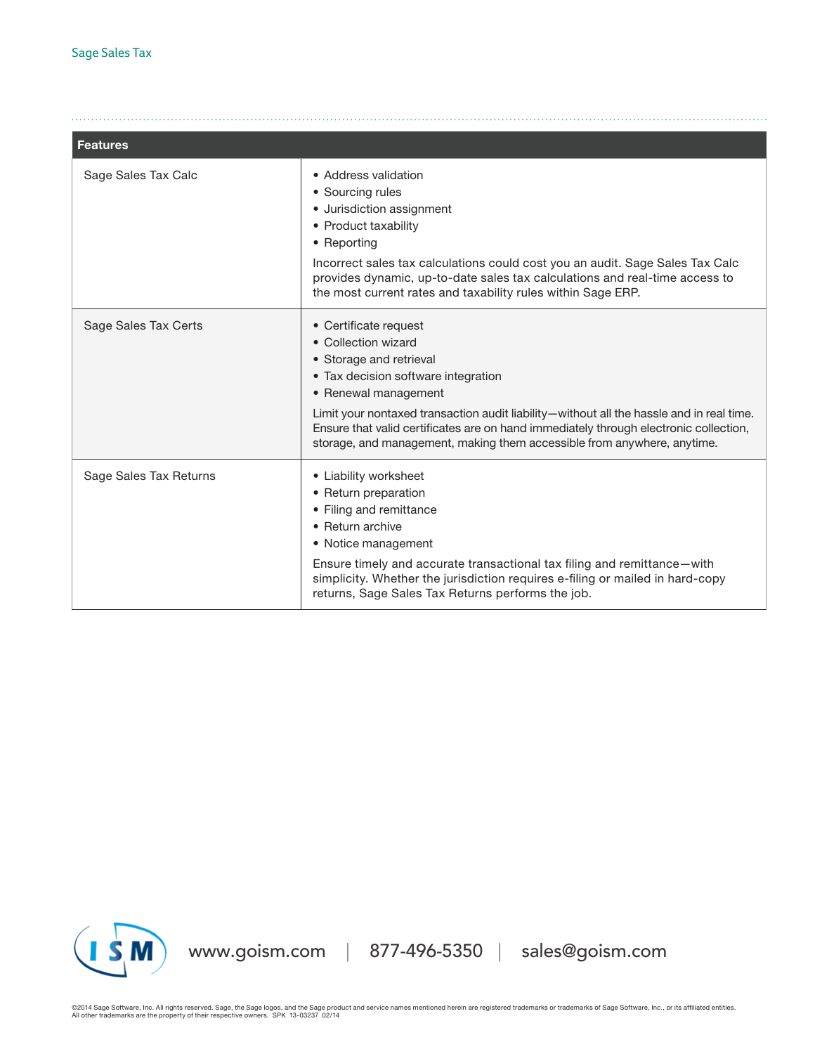| Features | |
|---|---|
| Sage Sales Tax Calc | • Address validation<br>• Sourcing rules<br>• Jurisdiction assignment<br>• Product taxability<br>• Reporting<br><br>Incorrect sales tax calculations could cost you an audit. Sage Sales Tax Calc provides dynamic, up-to-date sales tax calculations and real-time access to the most current rates and taxability rules within Sage ERP. |
| Sage Sales Tax Certs | • Certificate request<br>• Collection wizard<br>• Storage and retrieval<br>• Tax decision software integration<br>• Renewal management<br><br>Limit your nontaxed transaction audit liability—without all the hassle and in real time. Ensure that valid certificates are on hand immediately through electronic collection, storage, and management, making them accessible from anywhere, anytime. |
| Sage Sales Tax Returns | • Liability worksheet<br>• Return preparation<br>• Filing and remittance<br>• Return archive<br>• Notice management<br><br>Ensure timely and accurate transactional tax filing and remittance—with simplicity. Whether the jurisdiction requires e-filing or mailed in hard-copy returns, Sage Sales Tax Returns performs the job. |

ISM

www.goism.com | 877-496-5350 | sales@goism.com

©2014 Sage Software, Inc. All rights reserved. Sage, the Sage logos, and the Sage product and service names mentioned herein are registered trademarks or trademarks of Sage Software, Inc., or its affiliated entities. All other trademarks are the property of their respective owners. SPK 13-03237 02/14